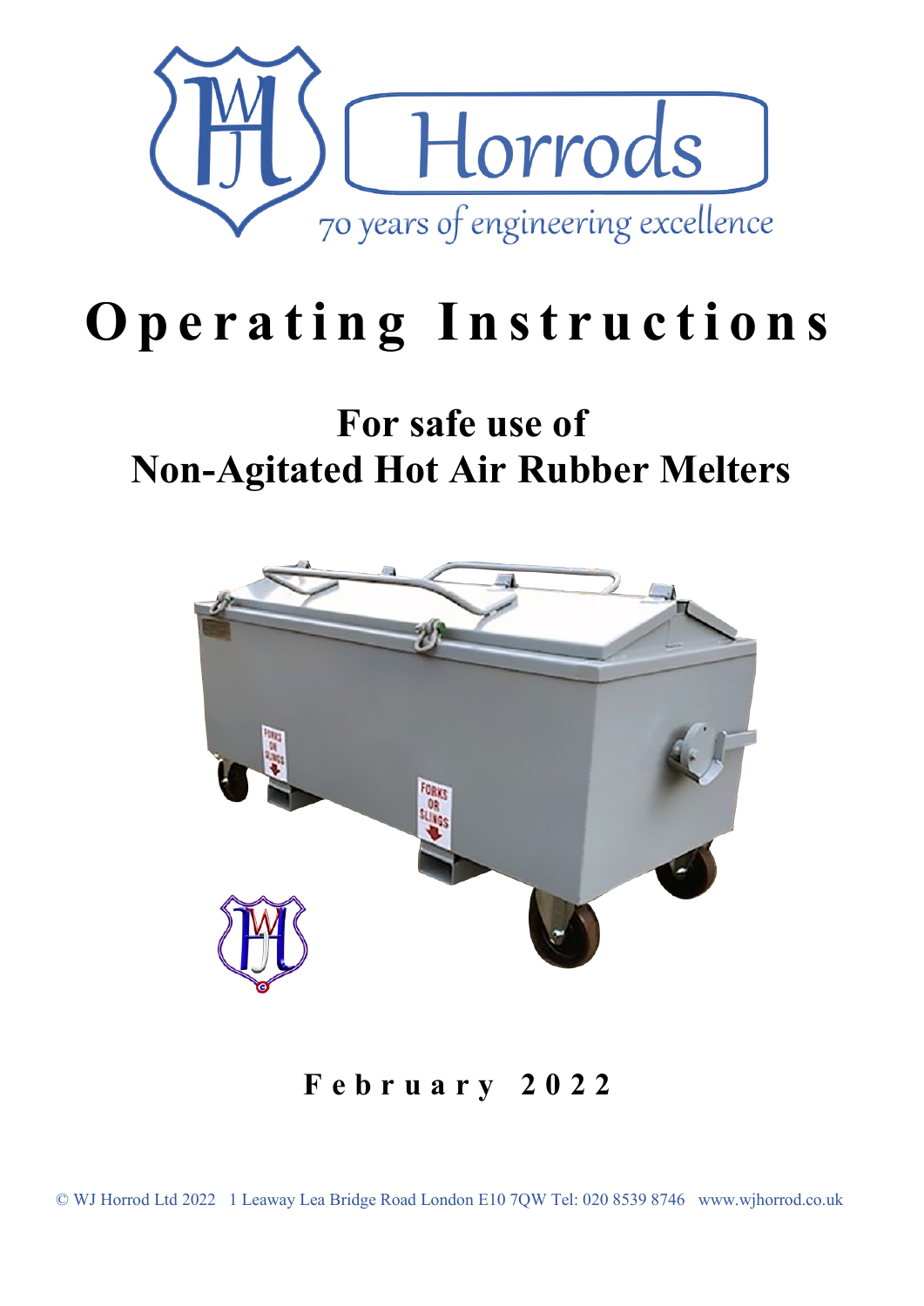Horrods

70 years of engineering excellence

# Operating Instructions

## For safe use of Non-Agitated Hot Air Rubber Melters

**February 2022**

© WJ Horrod Ltd 2022 1 Leaway Lea Bridge Road London E10 7QW Tel: 020 8539 8746 www.wjhorrod.co.uk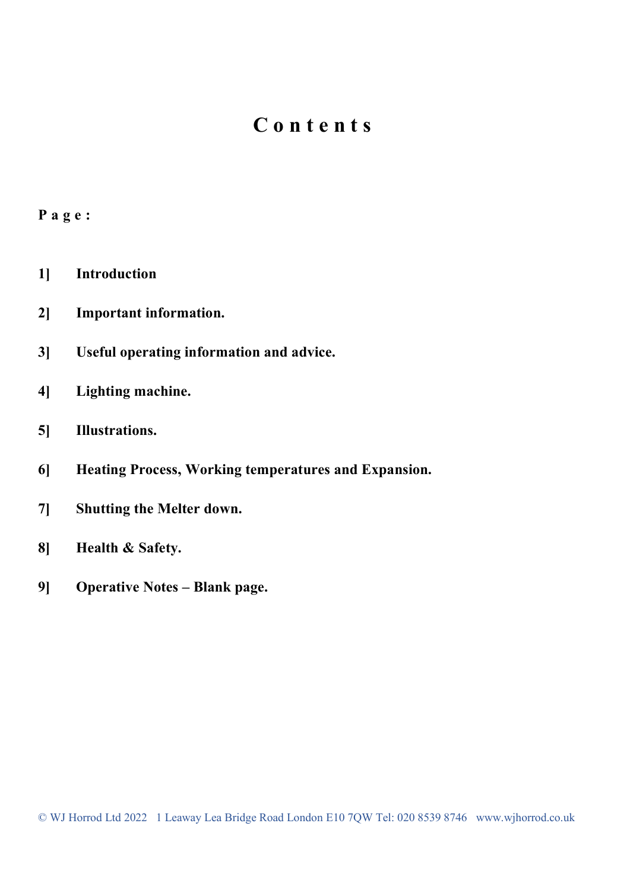# Contents

**Page:**

**1]** **Introduction**

**2]** **Important information.**

**3]** **Useful operating information and advice.**

**4]** **Lighting machine.**

**5]** **Illustrations.**

**6]** **Heating Process, Working temperatures and Expansion.**

**7]** **Shutting the Melter down.**

**8]** **Health & Safety.**

**9]** **Operative Notes – Blank page.**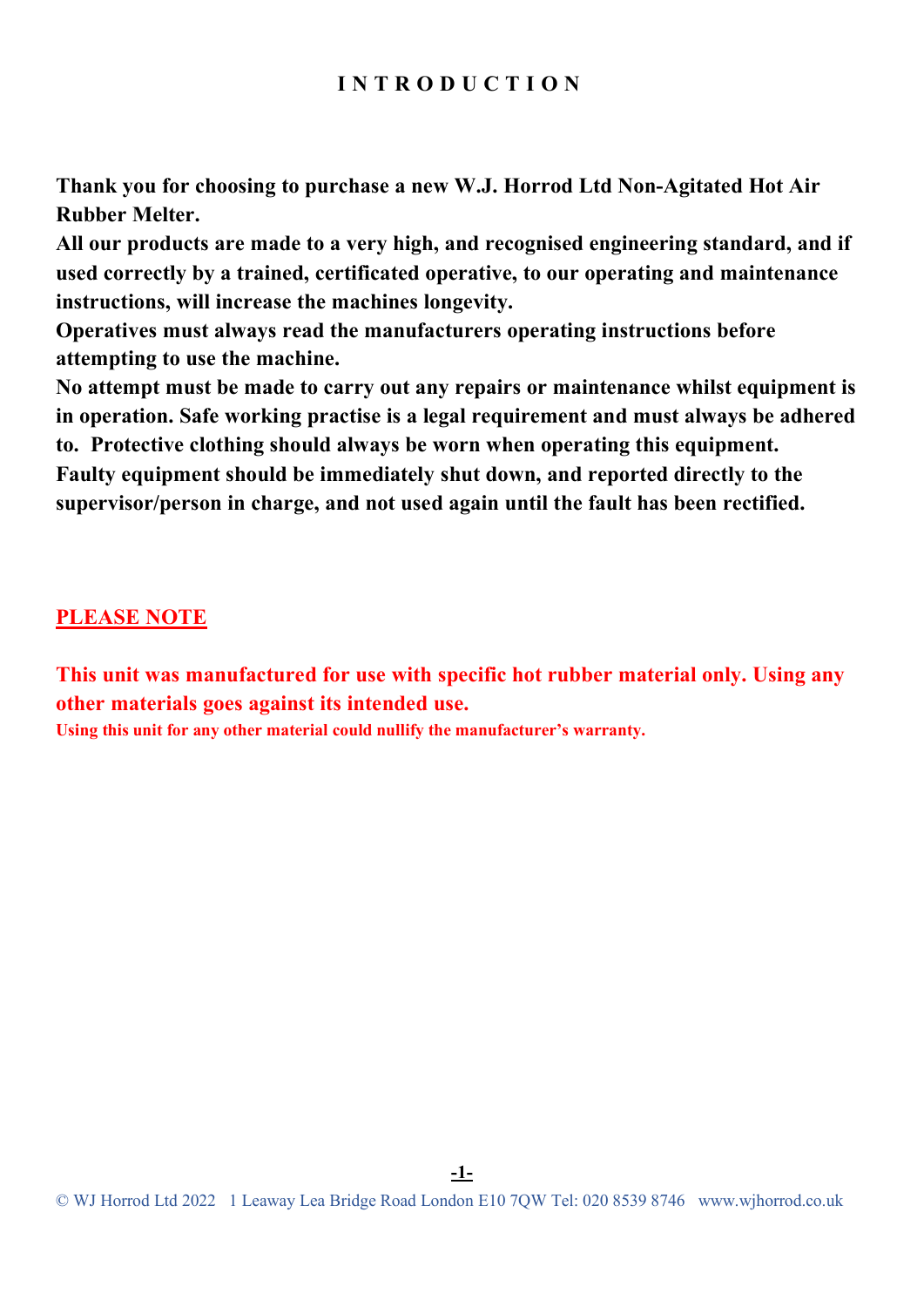# INTRODUCTION

**Thank you for choosing to purchase a new W.J. Horrod Ltd Non-Agitated Hot Air Rubber Melter.**
**All our products are made to a very high, and recognised engineering standard, and if used correctly by a trained, certificated operative, to our operating and maintenance instructions, will increase the machines longevity.**
**Operatives must always read the manufacturers operating instructions before attempting to use the machine.**
**No attempt must be made to carry out any repairs or maintenance whilst equipment is in operation. Safe working practise is a legal requirement and must always be adhered to. Protective clothing should always be worn when operating this equipment.**
**Faulty equipment should be immediately shut down, and reported directly to the supervisor/person in charge, and not used again until the fault has been rectified.**

## PLEASE NOTE

**This unit was manufactured for use with specific hot rubber material only. Using any other materials goes against its intended use.**
**Using this unit for any other material could nullify the manufacturer's warranty.**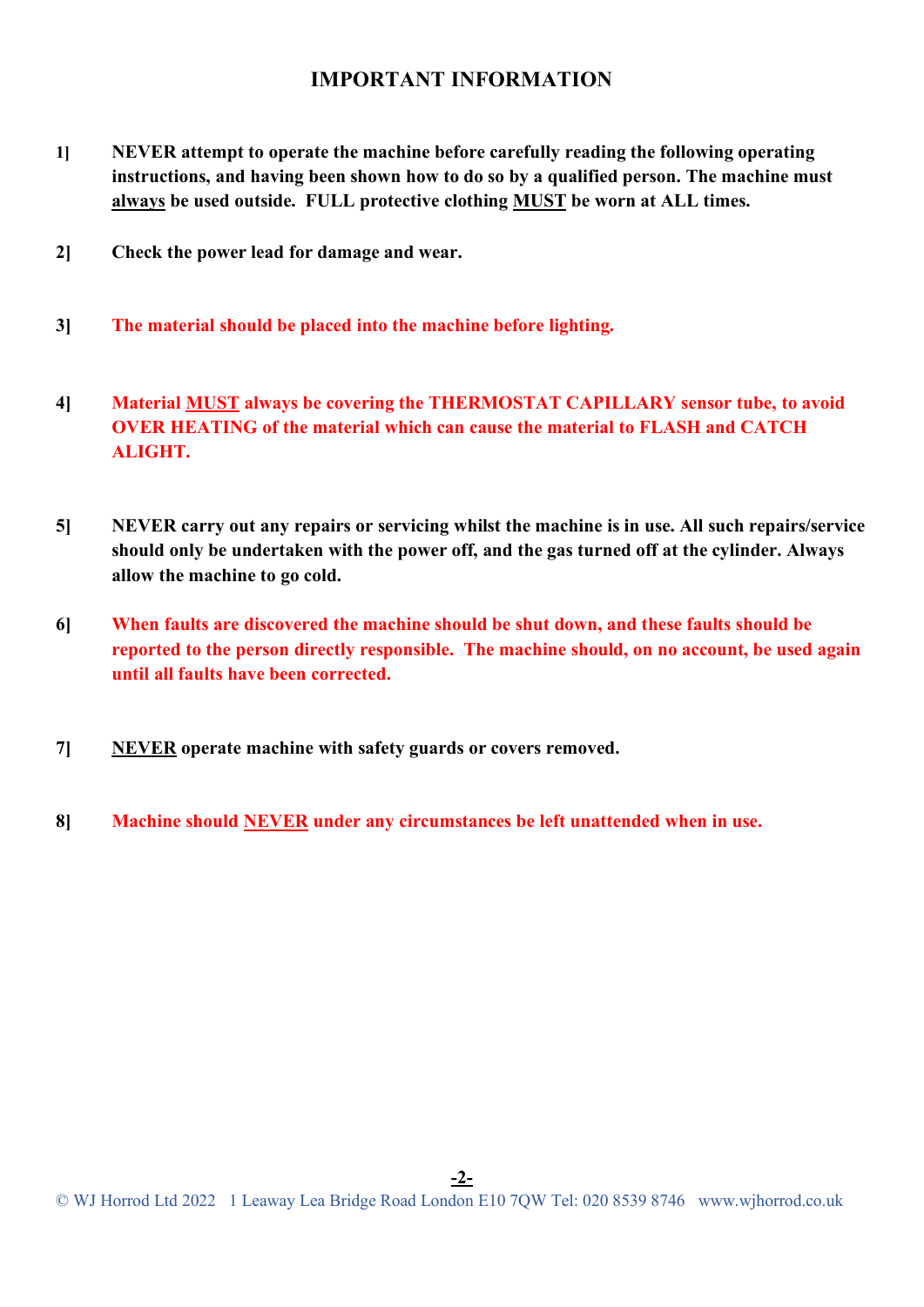## IMPORTANT INFORMATION

1] **NEVER attempt to operate the machine before carefully reading the following operating instructions, and having been shown how to do so by a qualified person. The machine must always be used outside. FULL protective clothing MUST be worn at ALL times.**

2] **Check the power lead for damage and wear.**

3] **The material should be placed into the machine before lighting.**

4] **Material MUST always be covering the THERMOSTAT CAPILLARY sensor tube, to avoid OVER HEATING of the material which can cause the material to FLASH and CATCH ALIGHT.**

5] **NEVER carry out any repairs or servicing whilst the machine is in use. All such repairs/service should only be undertaken with the power off, and the gas turned off at the cylinder. Always allow the machine to go cold.**

6] **When faults are discovered the machine should be shut down, and these faults should be reported to the person directly responsible. The machine should, on no account, be used again until all faults have been corrected.**

7] **NEVER operate machine with safety guards or covers removed.**

8] **Machine should NEVER under any circumstances be left unattended when in use.**

© WJ Horrod Ltd 2022 1 Leaway Lea Bridge Road London E10 7QW Tel: 020 8539 8746 www.wjhorrod.co.uk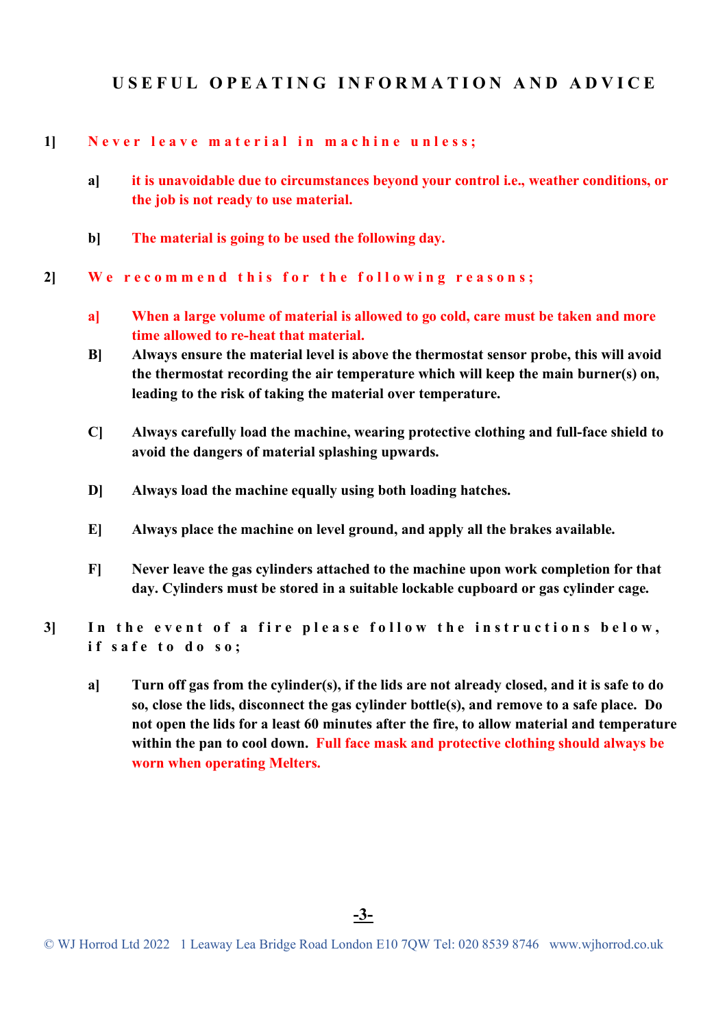# USEFUL OPEATING INFORMATION AND ADVICE

**1]** **Never leave material in machine unless;**

- **a]** **it is unavoidable due to circumstances beyond your control i.e., weather conditions, or the job is not ready to use material.**

- **b]** **The material is going to be used the following day.**

**2]** **We recommend this for the following reasons;**

- **a]** **When a large volume of material is allowed to go cold, care must be taken and more time allowed to re-heat that material.**
- **B]** **Always ensure the material level is above the thermostat sensor probe, this will avoid the thermostat recording the air temperature which will keep the main burner(s) on, leading to the risk of taking the material over temperature.**

- **C]** **Always carefully load the machine, wearing protective clothing and full-face shield to avoid the dangers of material splashing upwards.**

- **D]** **Always load the machine equally using both loading hatches.**

- **E]** **Always place the machine on level ground, and apply all the brakes available.**

- **F]** **Never leave the gas cylinders attached to the machine upon work completion for that day. Cylinders must be stored in a suitable lockable cupboard or gas cylinder cage.**

**3]** **In the event of a fire please follow the instructions below, if safe to do so;**

- **a]** **Turn off gas from the cylinder(s), if the lids are not already closed, and it is safe to do so, close the lids, disconnect the gas cylinder bottle(s), and remove to a safe place. Do not open the lids for a least 60 minutes after the fire, to allow material and temperature within the pan to cool down. Full face mask and protective clothing should always be worn when operating Melters.**

© WJ Horrod Ltd 2022 1 Leaway Lea Bridge Road London E10 7QW Tel: 020 8539 8746 www.wjhorrod.co.uk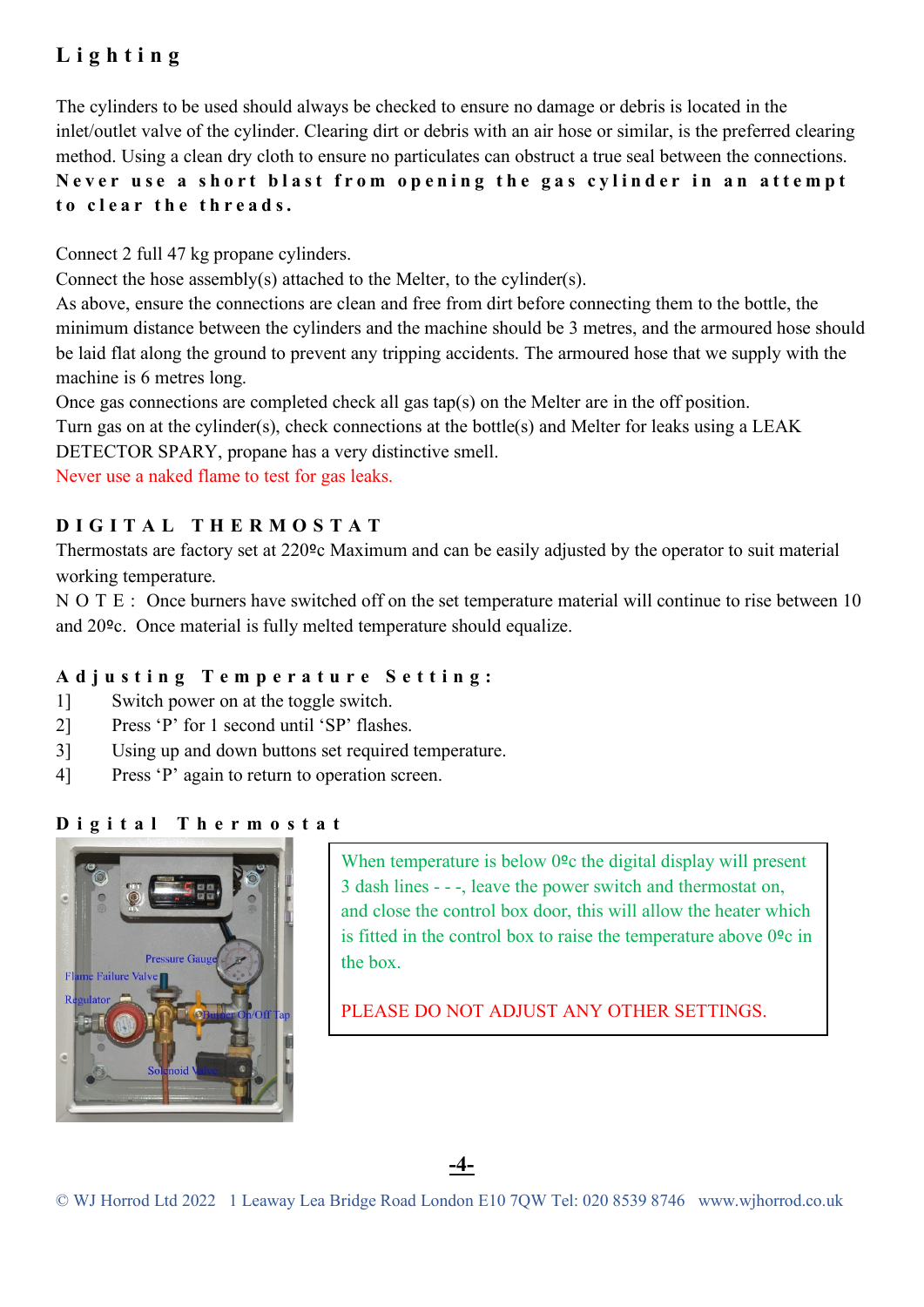## Lighting

The cylinders to be used should always be checked to ensure no damage or debris is located in the inlet/outlet valve of the cylinder. Clearing dirt or debris with an air hose or similar, is the preferred clearing method. Using a clean dry cloth to ensure no particulates can obstruct a true seal between the connections. **Never use a short blast from opening the gas cylinder in an attempt to clear the threads.**

Connect 2 full 47 kg propane cylinders.
Connect the hose assembly(s) attached to the Melter, to the cylinder(s).
As above, ensure the connections are clean and free from dirt before connecting them to the bottle, the minimum distance between the cylinders and the machine should be 3 metres, and the armoured hose should be laid flat along the ground to prevent any tripping accidents. The armoured hose that we supply with the machine is 6 metres long.
Once gas connections are completed check all gas tap(s) on the Melter are in the off position.
Turn gas on at the cylinder(s), check connections at the bottle(s) and Melter for leaks using a LEAK DETECTOR SPARY, propane has a very distinctive smell.
Never use a naked flame to test for gas leaks.

## DIGITAL THERMOSTAT

Thermostats are factory set at 220ºc Maximum and can be easily adjusted by the operator to suit material working temperature.
NOTE: Once burners have switched off on the set temperature material will continue to rise between 10 and 20ºc. Once material is fully melted temperature should equalize.

### Adjusting Temperature Setting:

1] Switch power on at the toggle switch.
2] Press 'P' for 1 second until 'SP' flashes.
3] Using up and down buttons set required temperature.
4] Press 'P' again to return to operation screen.

### Digital Thermostat

Pressure Gauge
Flame Failure Valve
Regulator
Burner On/Off Tap
Solenoid Valve

When temperature is below 0ºc the digital display will present 3 dash lines - - -, leave the power switch and thermostat on, and close the control box door, this will allow the heater which is fitted in the control box to raise the temperature above 0ºc in the box.

PLEASE DO NOT ADJUST ANY OTHER SETTINGS.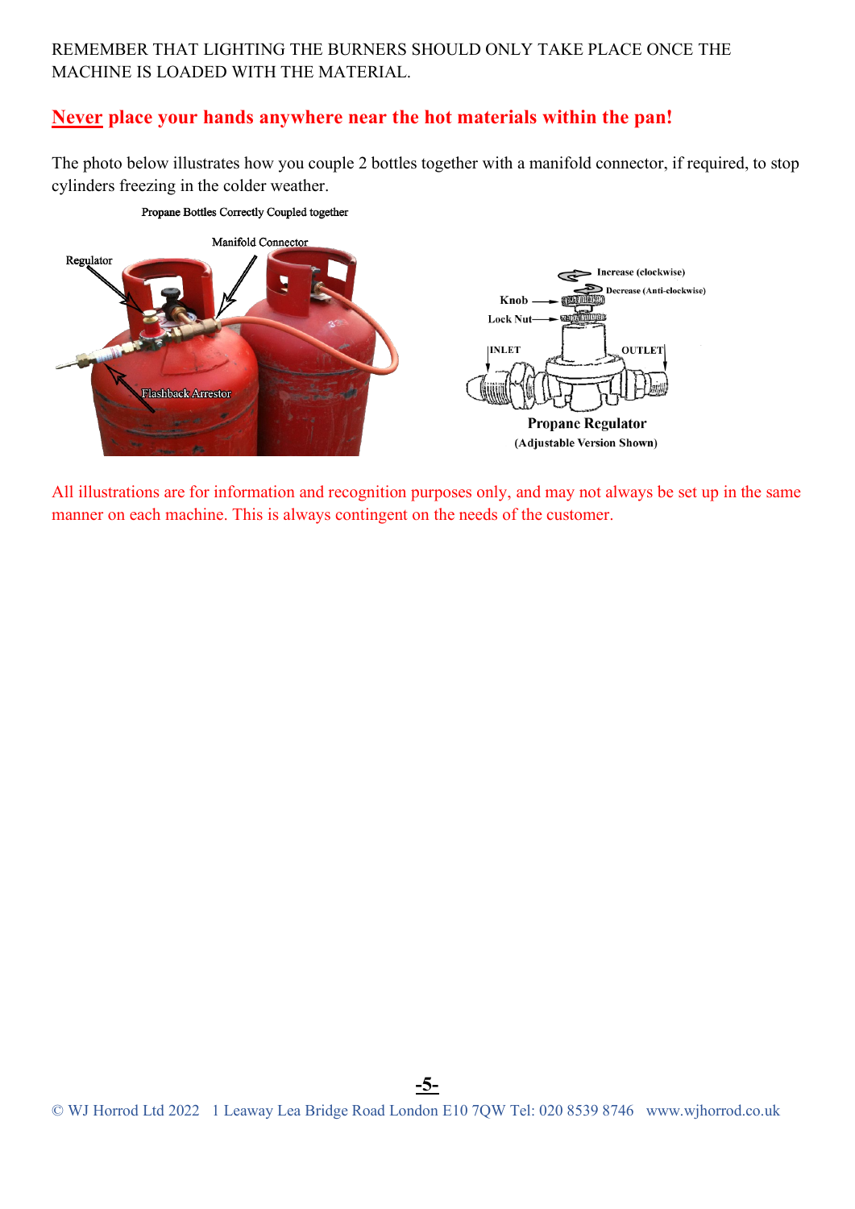REMEMBER THAT LIGHTING THE BURNERS SHOULD ONLY TAKE PLACE ONCE THE MACHINE IS LOADED WITH THE MATERIAL.

**Never place your hands anywhere near the hot materials within the pan!**

The photo below illustrates how you couple 2 bottles together with a manifold connector, if required, to stop cylinders freezing in the colder weather.

Propane Bottles Correctly Coupled together

Regulator

Manifold Connector

Flashback Arrestor

Increase (clockwise)

Decrease (Anti-clockwise)

Knob

Lock Nut

INLET

OUTLET

**Propane Regulator**

**(Adjustable Version Shown)**

All illustrations are for information and recognition purposes only, and may not always be set up in the same manner on each machine. This is always contingent on the needs of the customer.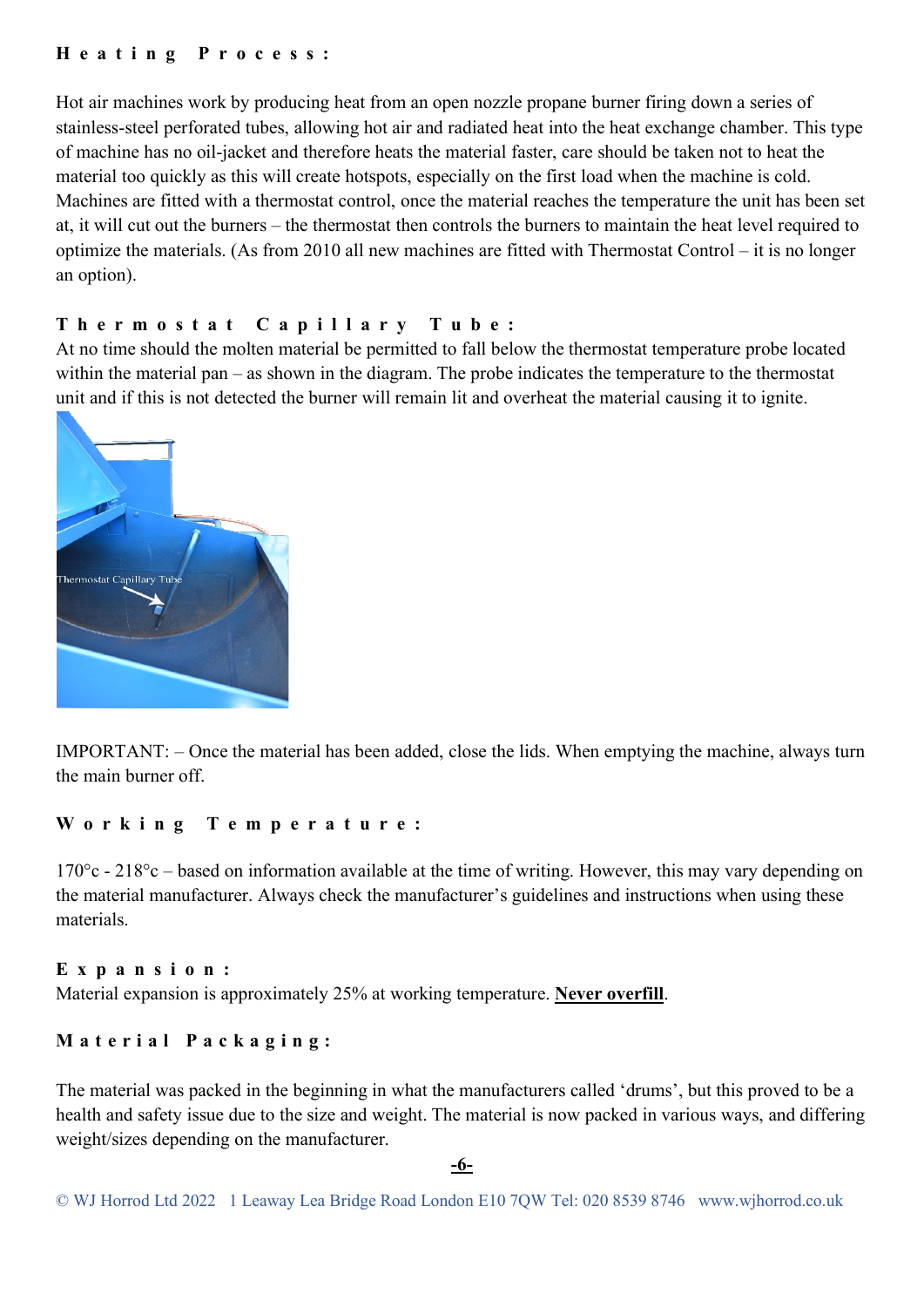## Heating Process:

Hot air machines work by producing heat from an open nozzle propane burner firing down a series of stainless-steel perforated tubes, allowing hot air and radiated heat into the heat exchange chamber. This type of machine has no oil-jacket and therefore heats the material faster, care should be taken not to heat the material too quickly as this will create hotspots, especially on the first load when the machine is cold. Machines are fitted with a thermostat control, once the material reaches the temperature the unit has been set at, it will cut out the burners – the thermostat then controls the burners to maintain the heat level required to optimize the materials. (As from 2010 all new machines are fitted with Thermostat Control – it is no longer an option).

## Thermostat Capillary Tube:

At no time should the molten material be permitted to fall below the thermostat temperature probe located within the material pan – as shown in the diagram. The probe indicates the temperature to the thermostat unit and if this is not detected the burner will remain lit and overheat the material causing it to ignite.

Thermostat Capillary Tube

IMPORTANT: – Once the material has been added, close the lids. When emptying the machine, always turn the main burner off.

## Working Temperature:

170°c - 218°c – based on information available at the time of writing. However, this may vary depending on the material manufacturer. Always check the manufacturer's guidelines and instructions when using these materials.

## Expansion:

Material expansion is approximately 25% at working temperature. **Never overfill**.

## Material Packaging:

The material was packed in the beginning in what the manufacturers called 'drums', but this proved to be a health and safety issue due to the size and weight. The material is now packed in various ways, and differing weight/sizes depending on the manufacturer.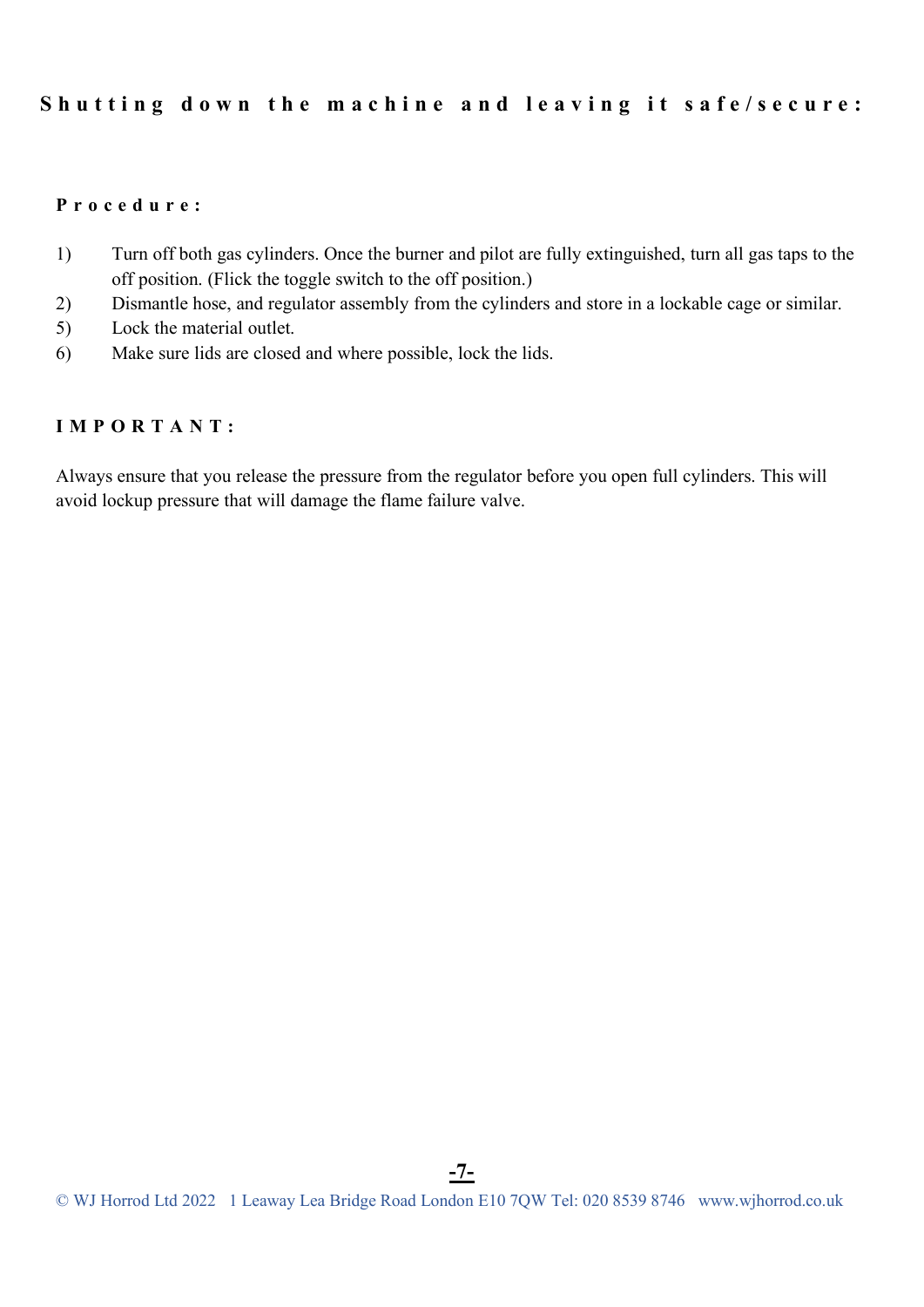## Shutting down the machine and leaving it safe/secure:

**Procedure:**

1) Turn off both gas cylinders. Once the burner and pilot are fully extinguished, turn all gas taps to the off position. (Flick the toggle switch to the off position.)
2) Dismantle hose, and regulator assembly from the cylinders and store in a lockable cage or similar.
5) Lock the material outlet.
6) Make sure lids are closed and where possible, lock the lids.

**IMPORTANT:**

Always ensure that you release the pressure from the regulator before you open full cylinders. This will avoid lockup pressure that will damage the flame failure valve.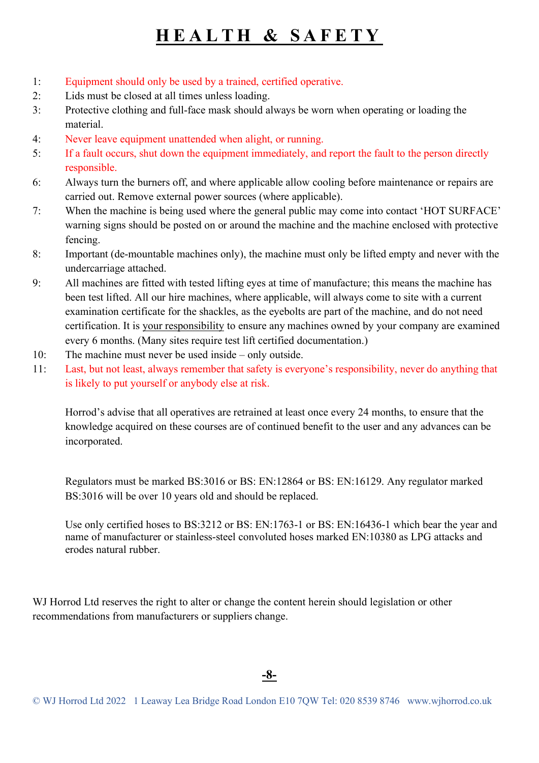# HEALTH & SAFETY

1: Equipment should only be used by a trained, certified operative.
2: Lids must be closed at all times unless loading.
3: Protective clothing and full-face mask should always be worn when operating or loading the material.
4: Never leave equipment unattended when alight, or running.
5: If a fault occurs, shut down the equipment immediately, and report the fault to the person directly responsible.
6: Always turn the burners off, and where applicable allow cooling before maintenance or repairs are carried out. Remove external power sources (where applicable).
7: When the machine is being used where the general public may come into contact 'HOT SURFACE' warning signs should be posted on or around the machine and the machine enclosed with protective fencing.
8: Important (de-mountable machines only), the machine must only be lifted empty and never with the undercarriage attached.
9: All machines are fitted with tested lifting eyes at time of manufacture; this means the machine has been test lifted. All our hire machines, where applicable, will always come to site with a current examination certificate for the shackles, as the eyebolts are part of the machine, and do not need certification. It is your responsibility to ensure any machines owned by your company are examined every 6 months. (Many sites require test lift certified documentation.)
10: The machine must never be used inside – only outside.
11: Last, but not least, always remember that safety is everyone's responsibility, never do anything that is likely to put yourself or anybody else at risk.

Horrod's advise that all operatives are retrained at least once every 24 months, to ensure that the knowledge acquired on these courses are of continued benefit to the user and any advances can be incorporated.

Regulators must be marked BS:3016 or BS: EN:12864 or BS: EN:16129. Any regulator marked BS:3016 will be over 10 years old and should be replaced.

Use only certified hoses to BS:3212 or BS: EN:1763-1 or BS: EN:16436-1 which bear the year and name of manufacturer or stainless-steel convoluted hoses marked EN:10380 as LPG attacks and erodes natural rubber.

WJ Horrod Ltd reserves the right to alter or change the content herein should legislation or other recommendations from manufacturers or suppliers change.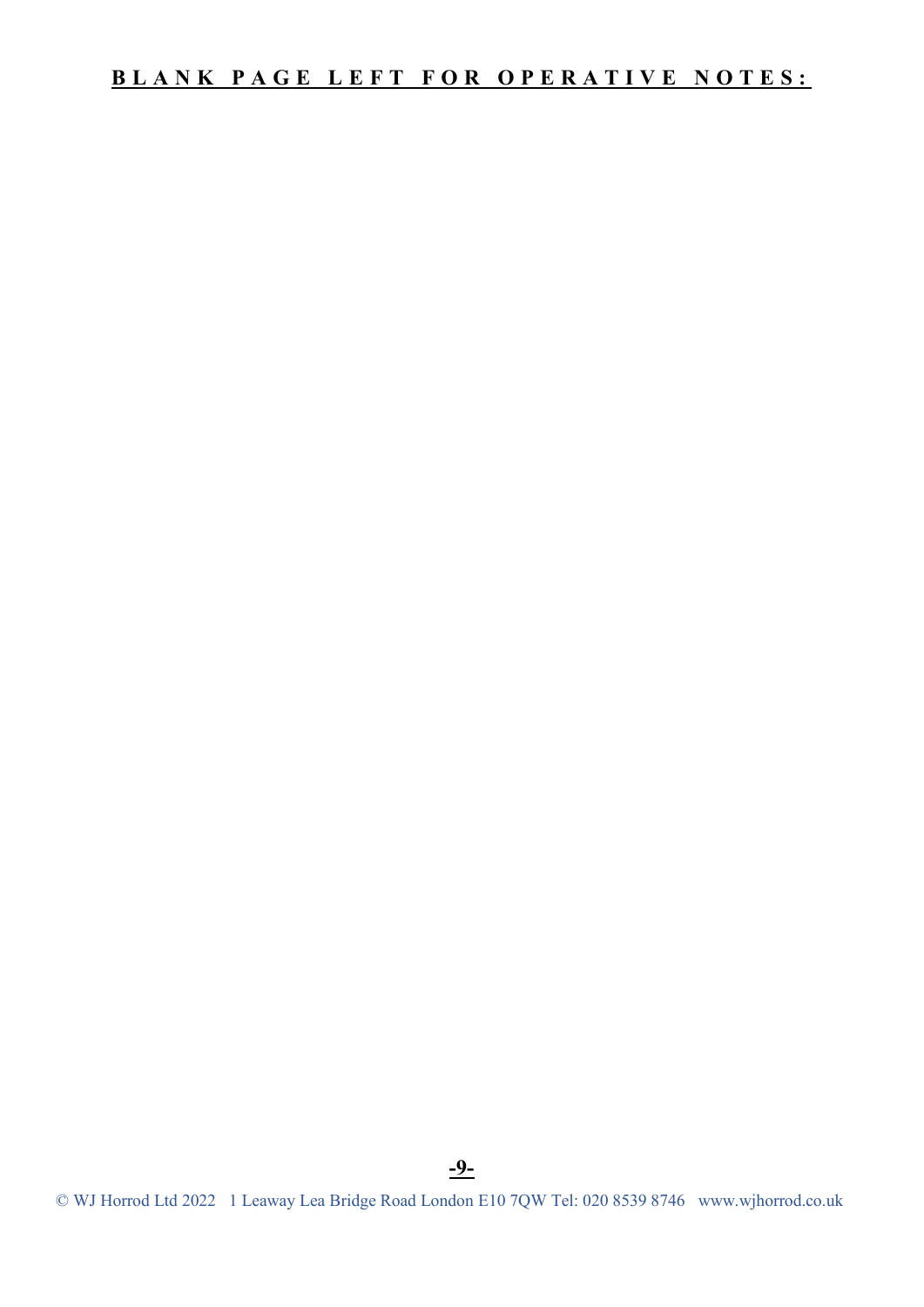**BLANK PAGE LEFT FOR OPERATIVE NOTES:**